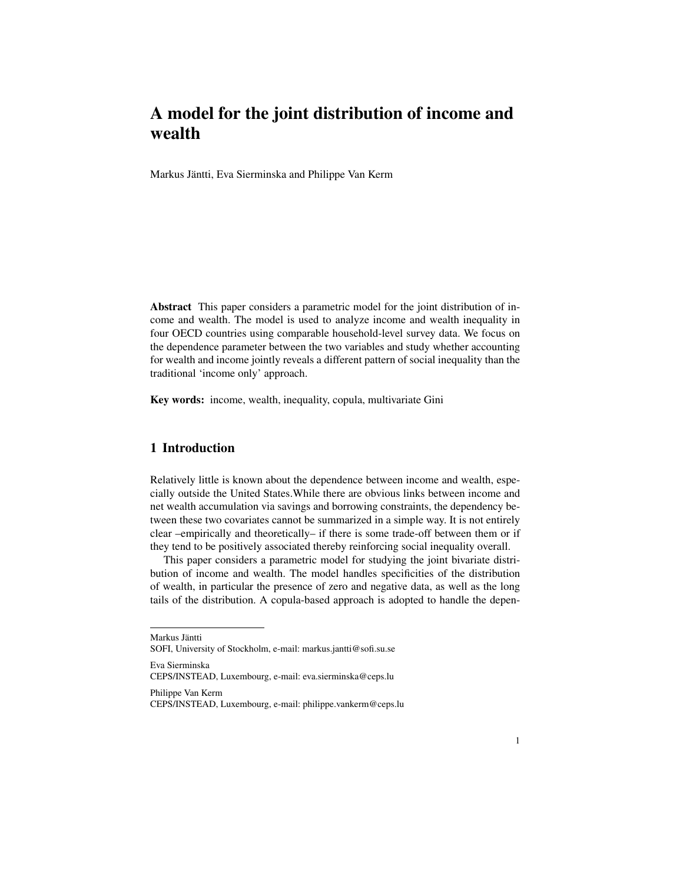# A model for the joint distribution of income and wealth

Markus Jäntti, Eva Sierminska and Philippe Van Kerm

**Abstract** This paper considers a parametric model for the joint distribution of income and wealth. The model is used to analyze income and wealth inequality in four OECD countries using comparable household-level survey data. We focus on the dependence parameter between the two variables and study whether accounting for wealth and income jointly reveals a different pattern of social inequality than the traditional 'income only' approach.

**Key words:** income, wealth, inequality, copula, multivariate Gini

## 1 Introduction

Relatively little is known about the dependence between income and wealth, especially outside the United States.While there are obvious links between income and net wealth accumulation via savings and borrowing constraints, the dependency between these two covariates cannot be summarized in a simple way. It is not entirely clear –empirically and theoretically– if there is some trade-off between them or if they tend to be positively associated thereby reinforcing social inequality overall.

This paper considers a parametric model for studying the joint bivariate distribution of income and wealth. The model handles specificities of the distribution of wealth, in particular the presence of zero and negative data, as well as the long tails of the distribution. A copula-based approach is adopted to handle the depen-

Markus Jäntti
SOFI, University of Stockholm, e-mail: markus.jantti@sofi.su.se

Eva Sierminska
CEPS/INSTEAD, Luxembourg, e-mail: eva.sierminska@ceps.lu

Philippe Van Kerm
CEPS/INSTEAD, Luxembourg, e-mail: philippe.vankerm@ceps.lu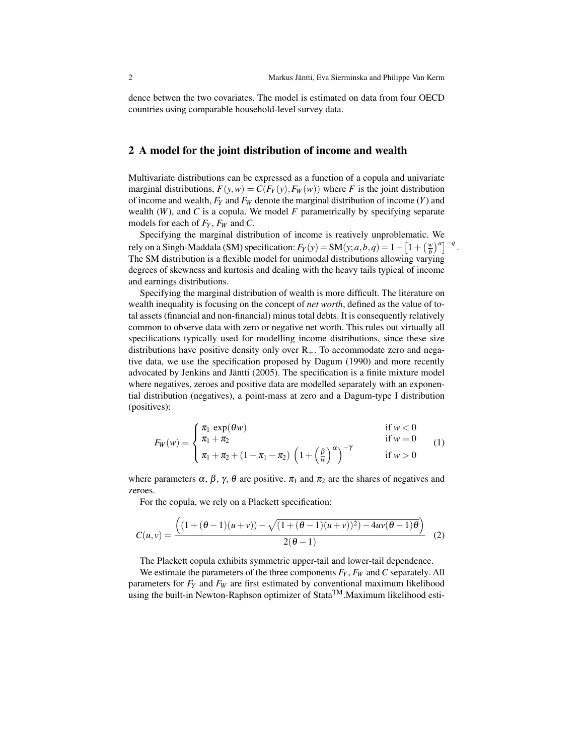dence betwen the two covariates. The model is estimated on data from four OECD countries using comparable household-level survey data.

## 2 A model for the joint distribution of income and wealth

Multivariate distributions can be expressed as a function of a copula and univariate marginal distributions, $F(y,w) = C(F_Y(y), F_W(w))$ where $F$ is the joint distribution of income and wealth, $F_Y$ and $F_W$ denote the marginal distribution of income ($Y$) and wealth ($W$), and $C$ is a copula. We model $F$ parametrically by specifying separate models for each of $F_Y$, $F_W$ and $C$.

Specifying the marginal distribution of income is reatively unproblematic. We rely on a Singh-Maddala (SM) specification: $F_Y(y) = \mathrm{SM}(y;a,b,q) = 1 - \left[1 + \left(\frac{w}{b}\right)^a\right]^{-q}$. The SM distribution is a flexible model for unimodal distributions allowing varying degrees of skewness and kurtosis and dealing with the heavy tails typical of income and earnings distributions.

Specifying the marginal distribution of wealth is more difficult. The literature on wealth inequality is focusing on the concept of *net worth*, defined as the value of total assets (financial and non-financial) minus total debts. It is consequently relatively common to observe data with zero or negative net worth. This rules out virtually all specifications typically used for modelling income distributions, since these size distributions have positive density only over $\mathrm{R}_+$. To accommodate zero and negative data, we use the specification proposed by Dagum (1990) and more recently advocated by Jenkins and Jäntti (2005). The specification is a finite mixture model where negatives, zeroes and positive data are modelled separately with an exponential distribution (negatives), a point-mass at zero and a Dagum-type I distribution (positives):

$$F_W(w) = \begin{cases} \pi_1 \ \exp(\theta w) & \text{if } w < 0 \\ \pi_1 + \pi_2 & \text{if } w = 0 \\ \pi_1 + \pi_2 + (1 - \pi_1 - \pi_2)\ \left(1 + \left(\frac{\beta}{w}\right)^{\alpha}\right)^{-\gamma} & \text{if } w > 0 \end{cases} \tag{1}$$

where parameters $\alpha$, $\beta$, $\gamma$, $\theta$ are positive. $\pi_1$ and $\pi_2$ are the shares of negatives and zeroes.

For the copula, we rely on a Plackett specification:

$$C(u,v) = \frac{\left((1 + (\theta - 1)(u+v)) - \sqrt{(1 + (\theta - 1)(u+v))^2) - 4uv(\theta - 1)\theta}\right)}{2(\theta - 1)} \tag{2}$$

The Plackett copula exhibits symmetric upper-tail and lower-tail dependence.

We estimate the parameters of the three components $F_Y$, $F_W$ and $C$ separately. All parameters for $F_Y$ and $F_W$ are first estimated by conventional maximum likelihood using the built-in Newton-Raphson optimizer of Stata™.Maximum likelihood esti-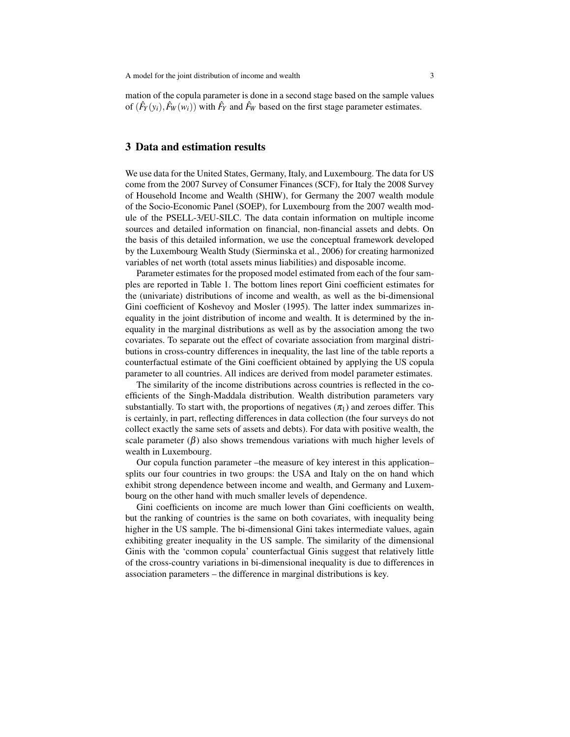mation of the copula parameter is done in a second stage based on the sample values of $(\hat{F}_Y(y_i), \hat{F}_W(w_i))$ with $\hat{F}_Y$ and $\hat{F}_W$ based on the first stage parameter estimates.

## 3 Data and estimation results

We use data for the United States, Germany, Italy, and Luxembourg. The data for US come from the 2007 Survey of Consumer Finances (SCF), for Italy the 2008 Survey of Household Income and Wealth (SHIW), for Germany the 2007 wealth module of the Socio-Economic Panel (SOEP), for Luxembourg from the 2007 wealth module of the PSELL-3/EU-SILC. The data contain information on multiple income sources and detailed information on financial, non-financial assets and debts. On the basis of this detailed information, we use the conceptual framework developed by the Luxembourg Wealth Study (Sierminska et al., 2006) for creating harmonized variables of net worth (total assets minus liabilities) and disposable income.

Parameter estimates for the proposed model estimated from each of the four samples are reported in Table 1. The bottom lines report Gini coefficient estimates for the (univariate) distributions of income and wealth, as well as the bi-dimensional Gini coefficient of Koshevoy and Mosler (1995). The latter index summarizes inequality in the joint distribution of income and wealth. It is determined by the inequality in the marginal distributions as well as by the association among the two covariates. To separate out the effect of covariate association from marginal distributions in cross-country differences in inequality, the last line of the table reports a counterfactual estimate of the Gini coefficient obtained by applying the US copula parameter to all countries. All indices are derived from model parameter estimates.

The similarity of the income distributions across countries is reflected in the coefficients of the Singh-Maddala distribution. Wealth distribution parameters vary substantially. To start with, the proportions of negatives ($\pi_1$) and zeroes differ. This is certainly, in part, reflecting differences in data collection (the four surveys do not collect exactly the same sets of assets and debts). For data with positive wealth, the scale parameter ($\beta$) also shows tremendous variations with much higher levels of wealth in Luxembourg.

Our copula function parameter –the measure of key interest in this application– splits our four countries in two groups: the USA and Italy on the on hand which exhibit strong dependence between income and wealth, and Germany and Luxembourg on the other hand with much smaller levels of dependence.

Gini coefficients on income are much lower than Gini coefficients on wealth, but the ranking of countries is the same on both covariates, with inequality being higher in the US sample. The bi-dimensional Gini takes intermediate values, again exhibiting greater inequality in the US sample. The similarity of the dimensional Ginis with the 'common copula' counterfactual Ginis suggest that relatively little of the cross-country variations in bi-dimensional inequality is due to differences in association parameters – the difference in marginal distributions is key.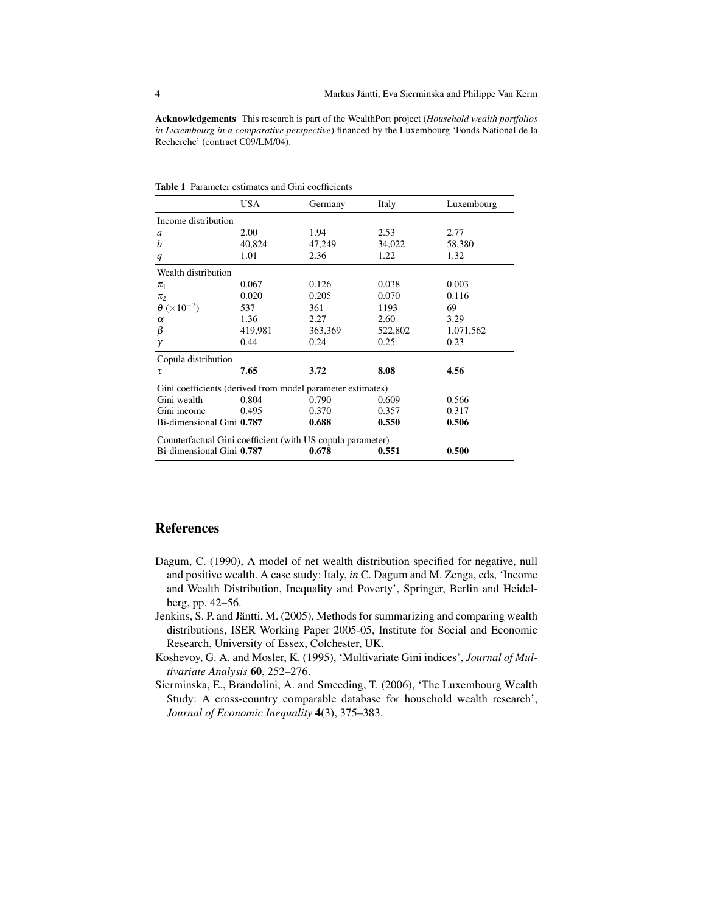**Acknowledgements** This research is part of the WealthPort project (*Household wealth portfolios in Luxembourg in a comparative perspective*) financed by the Luxembourg 'Fonds National de la Recherche' (contract C09/LM/04).

**Table 1** Parameter estimates and Gini coefficients

| | USA | Germany | Italy | Luxembourg |
|---|---|---|---|---|
| Income distribution | | | | |
| $a$ | 2.00 | 1.94 | 2.53 | 2.77 |
| $b$ | 40,824 | 47,249 | 34,022 | 58,380 |
| $q$ | 1.01 | 2.36 | 1.22 | 1.32 |
| Wealth distribution | | | | |
| $\pi_1$ | 0.067 | 0.126 | 0.038 | 0.003 |
| $\pi_2$ | 0.020 | 0.205 | 0.070 | 0.116 |
| $\theta$ $(\times 10^{-7})$ | 537 | 361 | 1193 | 69 |
| $\alpha$ | 1.36 | 2.27 | 2.60 | 3.29 |
| $\beta$ | 419,981 | 363,369 | 522,802 | 1,071,562 |
| $\gamma$ | 0.44 | 0.24 | 0.25 | 0.23 |
| Copula distribution | | | | |
| $\tau$ | **7.65** | **3.72** | **8.08** | **4.56** |
| Gini coefficients (derived from model parameter estimates) | | | | |
| Gini wealth | 0.804 | 0.790 | 0.609 | 0.566 |
| Gini income | 0.495 | 0.370 | 0.357 | 0.317 |
| Bi-dimensional Gini | **0.787** | **0.688** | **0.550** | **0.506** |
| Counterfactual Gini coefficient (with US copula parameter) | | | | |
| Bi-dimensional Gini | **0.787** | **0.678** | **0.551** | **0.500** |

## References

Dagum, C. (1990), A model of net wealth distribution specified for negative, null and positive wealth. A case study: Italy, *in* C. Dagum and M. Zenga, eds, 'Income and Wealth Distribution, Inequality and Poverty', Springer, Berlin and Heidelberg, pp. 42–56.

Jenkins, S. P. and Jäntti, M. (2005), Methods for summarizing and comparing wealth distributions, ISER Working Paper 2005-05, Institute for Social and Economic Research, University of Essex, Colchester, UK.

Koshevoy, G. A. and Mosler, K. (1995), 'Multivariate Gini indices', *Journal of Multivariate Analysis* **60**, 252–276.

Sierminska, E., Brandolini, A. and Smeeding, T. (2006), 'The Luxembourg Wealth Study: A cross-country comparable database for household wealth research', *Journal of Economic Inequality* **4**(3), 375–383.